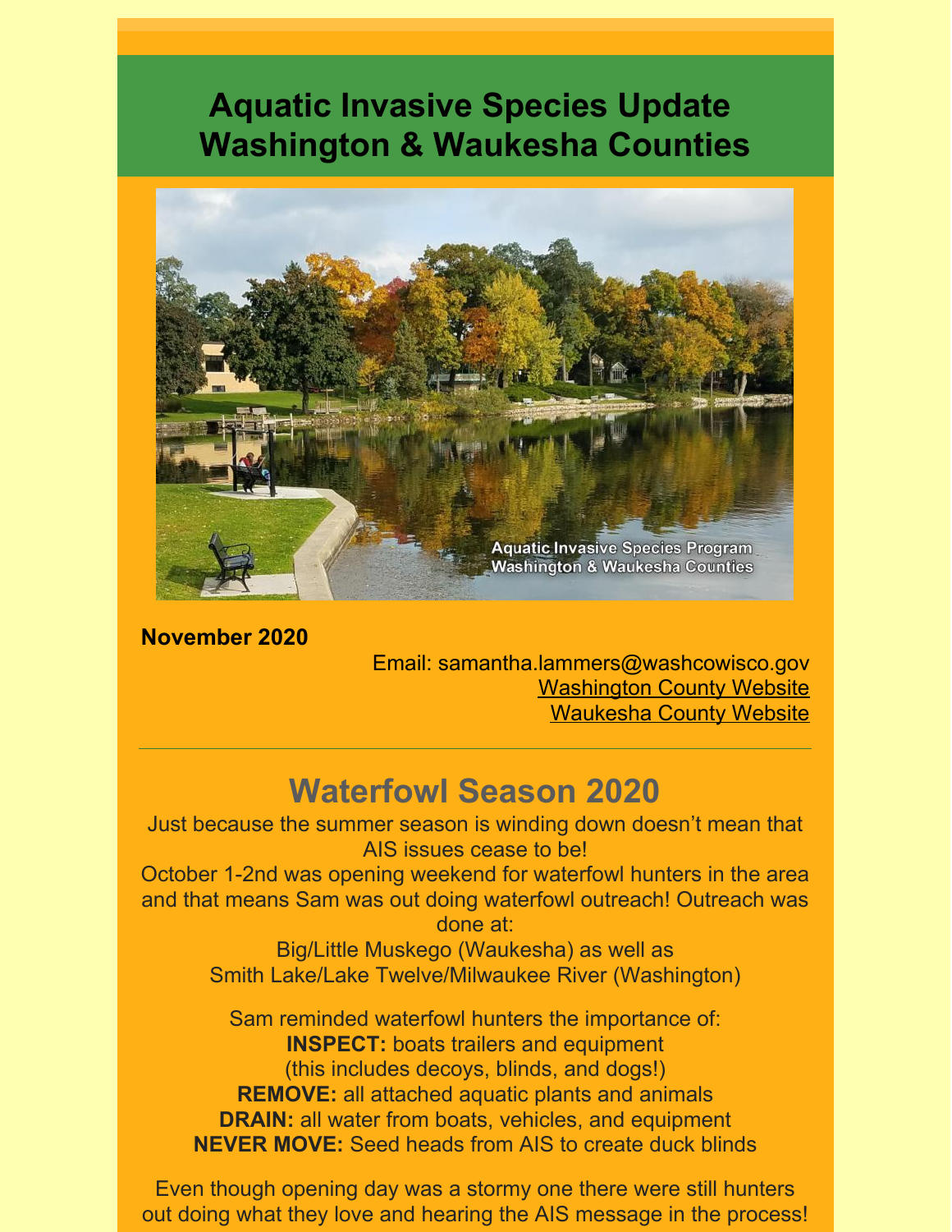# Aquatic Invasive Species Update Washington & Waukesha Counties

**November 2020**

Email: samantha.lammers@washcowisco.gov
Washington County Website
Waukesha County Website

---

## Waterfowl Season 2020

Just because the summer season is winding down doesn't mean that AIS issues cease to be!
October 1-2nd was opening weekend for waterfowl hunters in the area and that means Sam was out doing waterfowl outreach! Outreach was done at:
Big/Little Muskego (Waukesha) as well as
Smith Lake/Lake Twelve/Milwaukee River (Washington)

Sam reminded waterfowl hunters the importance of:
**INSPECT:** boats trailers and equipment
(this includes decoys, blinds, and dogs!)
**REMOVE:** all attached aquatic plants and animals
**DRAIN:** all water from boats, vehicles, and equipment
**NEVER MOVE:** Seed heads from AIS to create duck blinds

Even though opening day was a stormy one there were still hunters out doing what they love and hearing the AIS message in the process!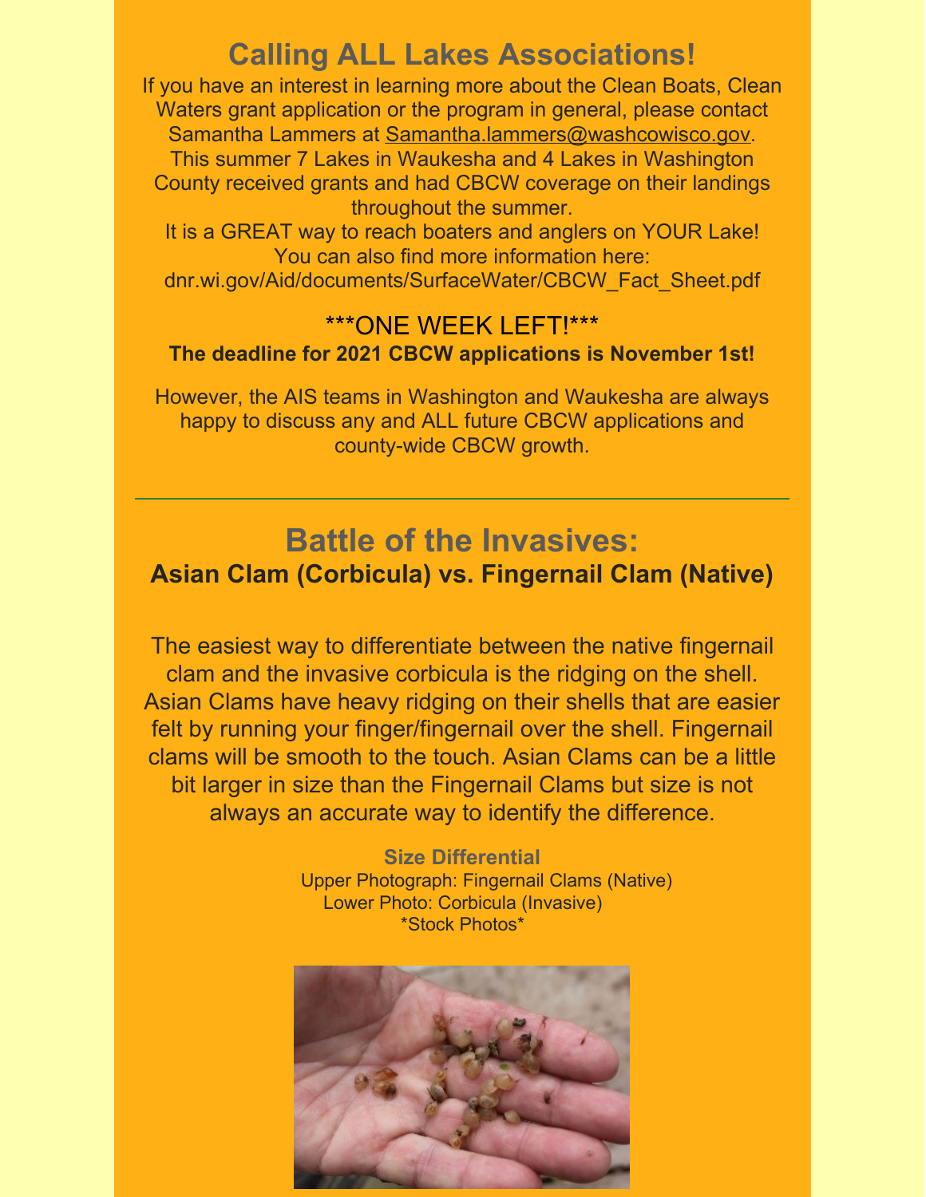## Calling ALL Lakes Associations!

If you have an interest in learning more about the Clean Boats, Clean Waters grant application or the program in general, please contact Samantha Lammers at Samantha.lammers@washcowisco.gov. This summer 7 Lakes in Waukesha and 4 Lakes in Washington County received grants and had CBCW coverage on their landings throughout the summer.

It is a GREAT way to reach boaters and anglers on YOUR Lake!

You can also find more information here: dnr.wi.gov/Aid/documents/SurfaceWater/CBCW_Fact_Sheet.pdf

***ONE WEEK LEFT!***

**The deadline for 2021 CBCW applications is November 1st!**

However, the AIS teams in Washington and Waukesha are always happy to discuss any and ALL future CBCW applications and county-wide CBCW growth.

---

## Battle of the Invasives:

### Asian Clam (Corbicula) vs. Fingernail Clam (Native)

The easiest way to differentiate between the native fingernail clam and the invasive corbicula is the ridging on the shell. Asian Clams have heavy ridging on their shells that are easier felt by running your finger/fingernail over the shell. Fingernail clams will be smooth to the touch. Asian Clams can be a little bit larger in size than the Fingernail Clams but size is not always an accurate way to identify the difference.

**Size Differential**

Upper Photograph: Fingernail Clams (Native)
Lower Photo: Corbicula (Invasive)
*Stock Photos*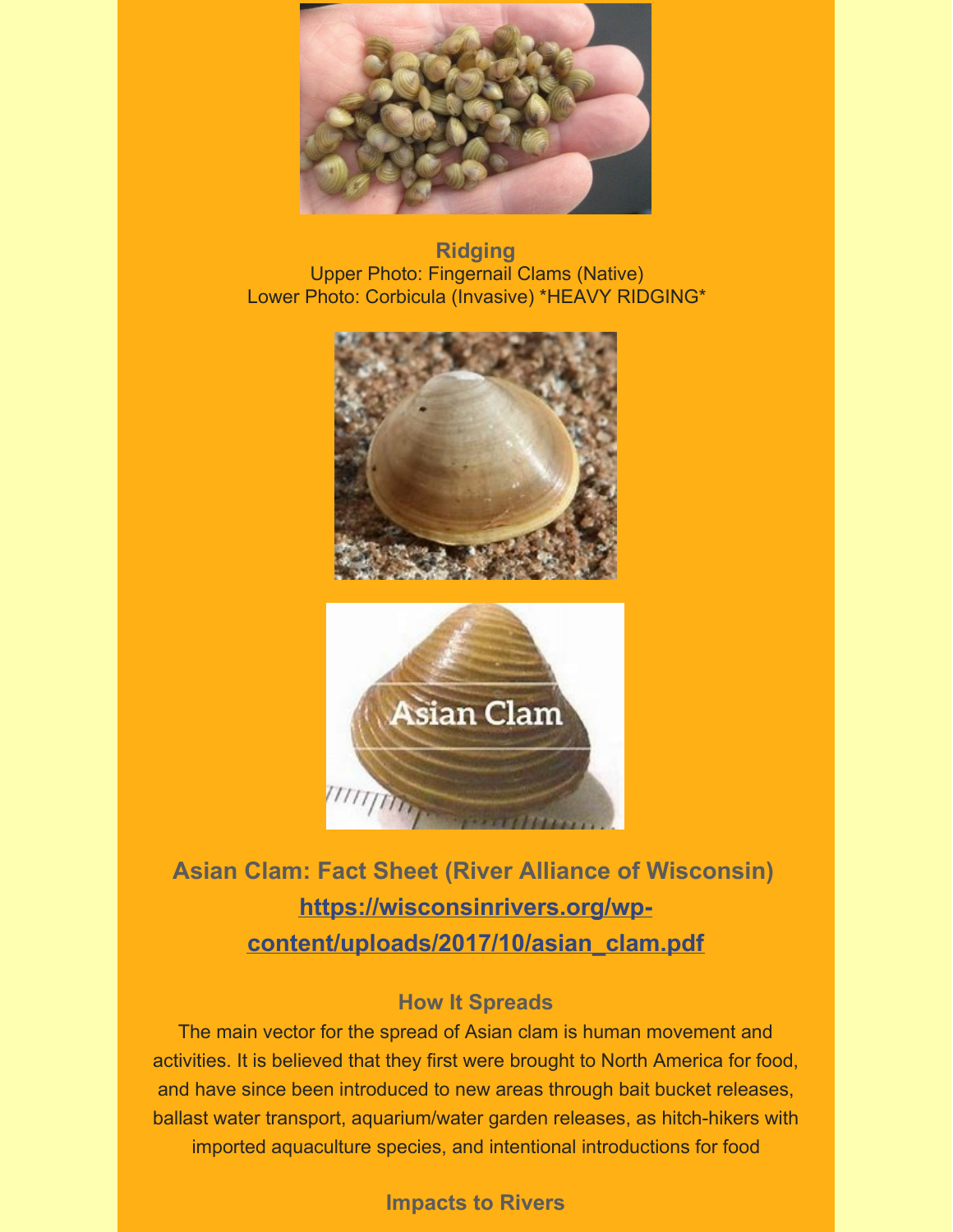**Ridging**

Upper Photo: Fingernail Clams (Native)

Lower Photo: Corbicula (Invasive) *HEAVY RIDGING*

## Asian Clam: Fact Sheet (River Alliance of Wisconsin)

## [https://wisconsinrivers.org/wp-content/uploads/2017/10/asian_clam.pdf](https://wisconsinrivers.org/wp-content/uploads/2017/10/asian_clam.pdf)

### How It Spreads

The main vector for the spread of Asian clam is human movement and activities. It is believed that they first were brought to North America for food, and have since been introduced to new areas through bait bucket releases, ballast water transport, aquarium/water garden releases, as hitch-hikers with imported aquaculture species, and intentional introductions for food

### Impacts to Rivers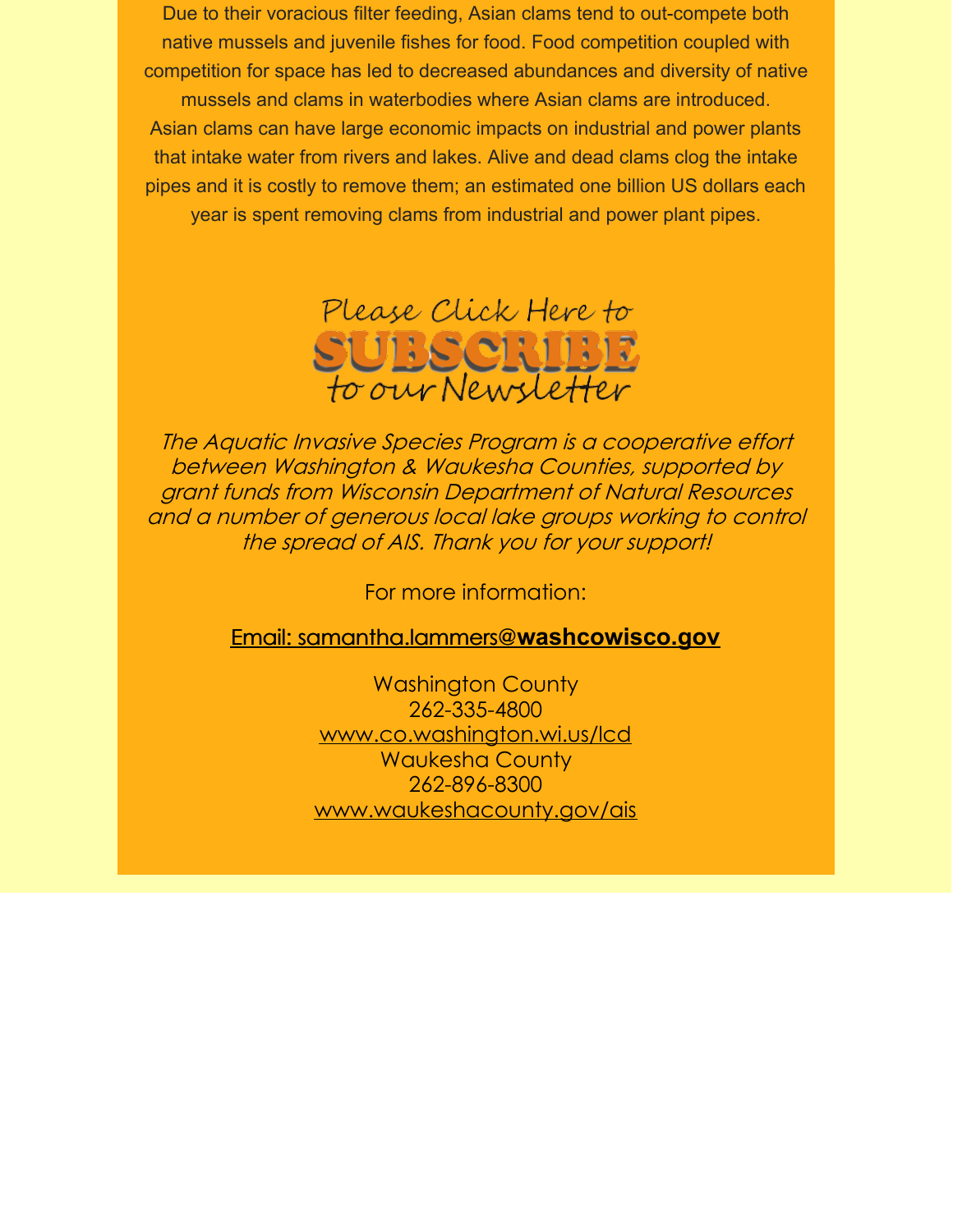Due to their voracious filter feeding, Asian clams tend to out-compete both native mussels and juvenile fishes for food. Food competition coupled with competition for space has led to decreased abundances and diversity of native mussels and clams in waterbodies where Asian clams are introduced. Asian clams can have large economic impacts on industrial and power plants that intake water from rivers and lakes. Alive and dead clams clog the intake pipes and it is costly to remove them; an estimated one billion US dollars each year is spent removing clams from industrial and power plant pipes.

Please Click Here to
**SUBSCRIBE**
to our Newsletter

*The Aquatic Invasive Species Program is a cooperative effort between Washington & Waukesha Counties, supported by grant funds from Wisconsin Department of Natural Resources and a number of generous local lake groups working to control the spread of AIS. Thank you for your support!*

For more information:

Email: samantha.lammers@**washcowisco.gov**

Washington County
262-335-4800
www.co.washington.wi.us/lcd
Waukesha County
262-896-8300
www.waukeshacounty.gov/ais